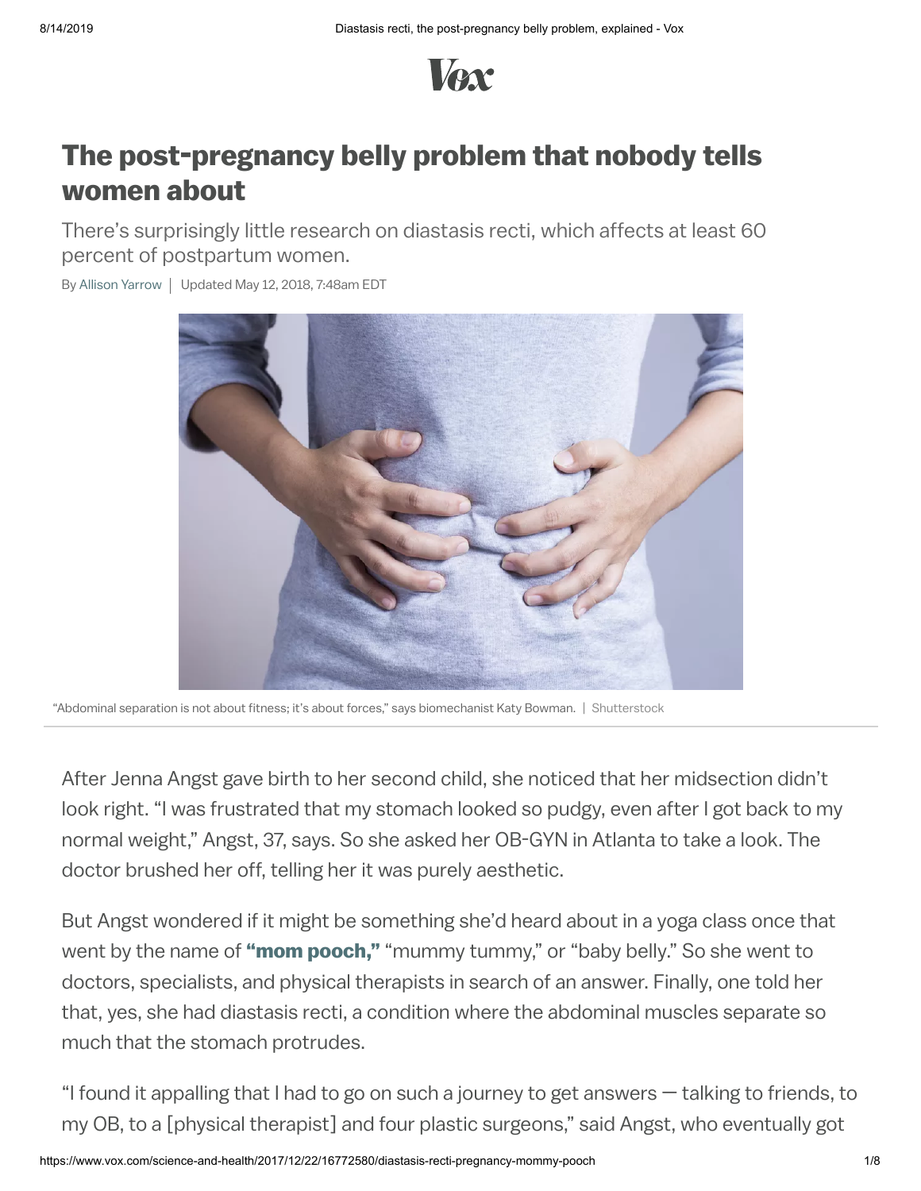# The post-pregnancy belly problem that nobody tells women about

There's surprisingly little research on diastasis recti, which affects at least 60 percent of postpartum women.

By Allison Yarrow | Updated May 12, 2018, 7:48am EDT

"Abdominal separation is not about fitness; it's about forces," says biomechanist Katy Bowman. | Shutterstock

After Jenna Angst gave birth to her second child, she noticed that her midsection didn't look right. "I was frustrated that my stomach looked so pudgy, even after I got back to my normal weight," Angst, 37, says. So she asked her OB-GYN in Atlanta to take a look. The doctor brushed her off, telling her it was purely aesthetic.

But Angst wondered if it might be something she'd heard about in a yoga class once that went by the name of **"mom pooch,"** "mummy tummy," or "baby belly." So she went to doctors, specialists, and physical therapists in search of an answer. Finally, one told her that, yes, she had diastasis recti, a condition where the abdominal muscles separate so much that the stomach protrudes.

"I found it appalling that I had to go on such a journey to get answers — talking to friends, to my OB, to a [physical therapist] and four plastic surgeons," said Angst, who eventually got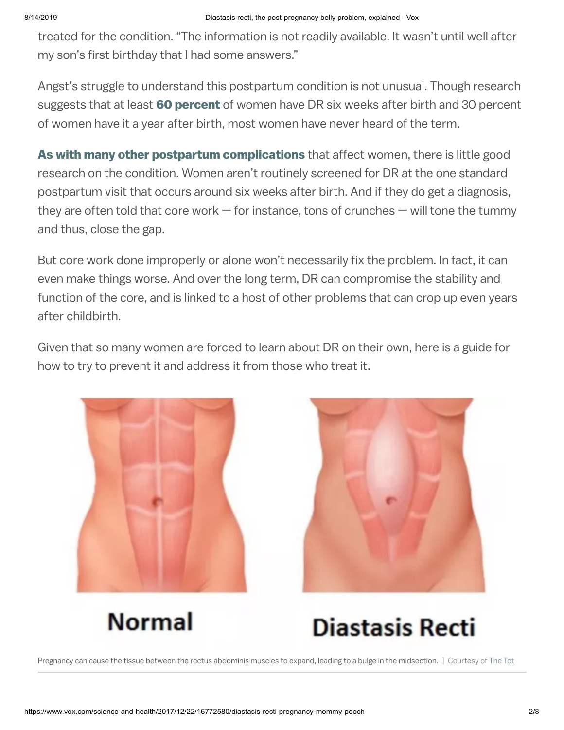treated for the condition. "The information is not readily available. It wasn't until well after my son's first birthday that I had some answers."

Angst's struggle to understand this postpartum condition is not unusual. Though research suggests that at least **60 percent** of women have DR six weeks after birth and 30 percent of women have it a year after birth, most women have never heard of the term.

**As with many other postpartum complications** that affect women, there is little good research on the condition. Women aren't routinely screened for DR at the one standard postpartum visit that occurs around six weeks after birth. And if they do get a diagnosis, they are often told that core work — for instance, tons of crunches — will tone the tummy and thus, close the gap.

But core work done improperly or alone won't necessarily fix the problem. In fact, it can even make things worse. And over the long term, DR can compromise the stability and function of the core, and is linked to a host of other problems that can crop up even years after childbirth.

Given that so many women are forced to learn about DR on their own, here is a guide for how to try to prevent it and address it from those who treat it.

Normal

Diastasis Recti

Pregnancy can cause the tissue between the rectus abdominis muscles to expand, leading to a bulge in the midsection. | Courtesy of The Tot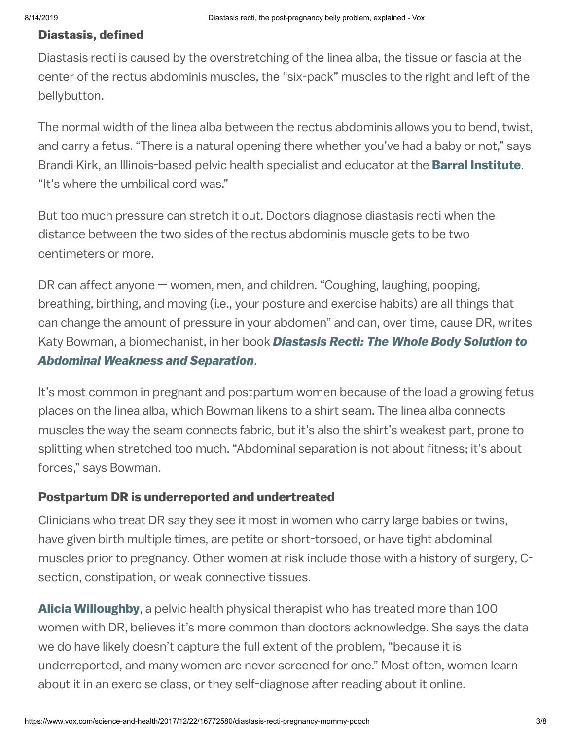### Diastasis, defined

Diastasis recti is caused by the overstretching of the linea alba, the tissue or fascia at the center of the rectus abdominis muscles, the "six-pack" muscles to the right and left of the bellybutton.

The normal width of the linea alba between the rectus abdominis allows you to bend, twist, and carry a fetus. "There is a natural opening there whether you've had a baby or not," says Brandi Kirk, an Illinois-based pelvic health specialist and educator at the **Barral Institute**. "It's where the umbilical cord was."

But too much pressure can stretch it out. Doctors diagnose diastasis recti when the distance between the two sides of the rectus abdominis muscle gets to be two centimeters or more.

DR can affect anyone — women, men, and children. "Coughing, laughing, pooping, breathing, birthing, and moving (i.e., your posture and exercise habits) are all things that can change the amount of pressure in your abdomen" and can, over time, cause DR, writes Katy Bowman, a biomechanist, in her book ***Diastasis Recti: The Whole Body Solution to Abdominal Weakness and Separation***.

It's most common in pregnant and postpartum women because of the load a growing fetus places on the linea alba, which Bowman likens to a shirt seam. The linea alba connects muscles the way the seam connects fabric, but it's also the shirt's weakest part, prone to splitting when stretched too much. "Abdominal separation is not about fitness; it's about forces," says Bowman.

### Postpartum DR is underreported and undertreated

Clinicians who treat DR say they see it most in women who carry large babies or twins, have given birth multiple times, are petite or short-torsoed, or have tight abdominal muscles prior to pregnancy. Other women at risk include those with a history of surgery, C-section, constipation, or weak connective tissues.

**Alicia Willoughby**, a pelvic health physical therapist who has treated more than 100 women with DR, believes it's more common than doctors acknowledge. She says the data we do have likely doesn't capture the full extent of the problem, "because it is underreported, and many women are never screened for one." Most often, women learn about it in an exercise class, or they self-diagnose after reading about it online.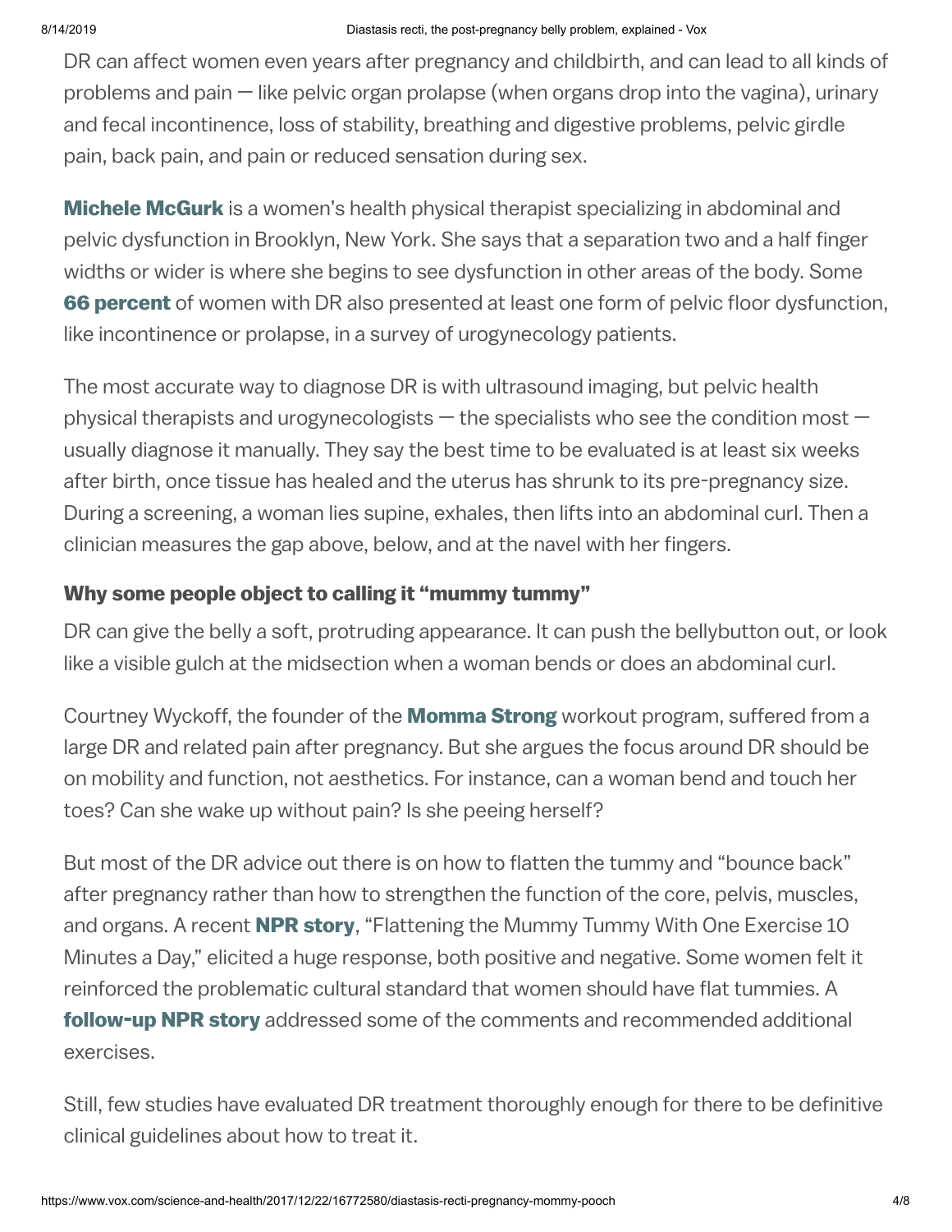DR can affect women even years after pregnancy and childbirth, and can lead to all kinds of problems and pain — like pelvic organ prolapse (when organs drop into the vagina), urinary and fecal incontinence, loss of stability, breathing and digestive problems, pelvic girdle pain, back pain, and pain or reduced sensation during sex.

**Michele McGurk** is a women's health physical therapist specializing in abdominal and pelvic dysfunction in Brooklyn, New York. She says that a separation two and a half finger widths or wider is where she begins to see dysfunction in other areas of the body. Some **66 percent** of women with DR also presented at least one form of pelvic floor dysfunction, like incontinence or prolapse, in a survey of urogynecology patients.

The most accurate way to diagnose DR is with ultrasound imaging, but pelvic health physical therapists and urogynecologists — the specialists who see the condition most — usually diagnose it manually. They say the best time to be evaluated is at least six weeks after birth, once tissue has healed and the uterus has shrunk to its pre-pregnancy size. During a screening, a woman lies supine, exhales, then lifts into an abdominal curl. Then a clinician measures the gap above, below, and at the navel with her fingers.

### Why some people object to calling it "mummy tummy"

DR can give the belly a soft, protruding appearance. It can push the bellybutton out, or look like a visible gulch at the midsection when a woman bends or does an abdominal curl.

Courtney Wyckoff, the founder of the **Momma Strong** workout program, suffered from a large DR and related pain after pregnancy. But she argues the focus around DR should be on mobility and function, not aesthetics. For instance, can a woman bend and touch her toes? Can she wake up without pain? Is she peeing herself?

But most of the DR advice out there is on how to flatten the tummy and "bounce back" after pregnancy rather than how to strengthen the function of the core, pelvis, muscles, and organs. A recent **NPR story**, "Flattening the Mummy Tummy With One Exercise 10 Minutes a Day," elicited a huge response, both positive and negative. Some women felt it reinforced the problematic cultural standard that women should have flat tummies. A **follow-up NPR story** addressed some of the comments and recommended additional exercises.

Still, few studies have evaluated DR treatment thoroughly enough for there to be definitive clinical guidelines about how to treat it.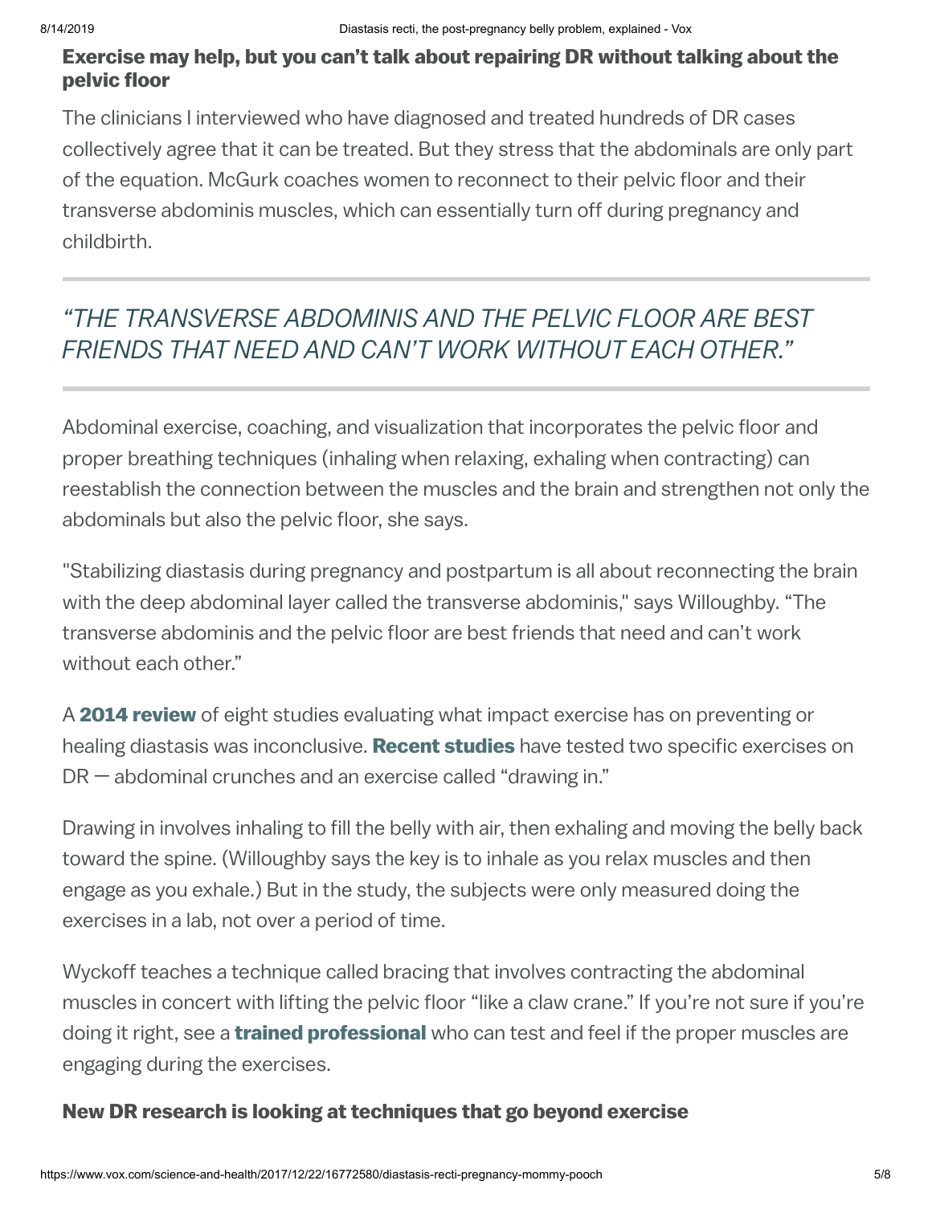### Exercise may help, but you can't talk about repairing DR without talking about the pelvic floor

The clinicians I interviewed who have diagnosed and treated hundreds of DR cases collectively agree that it can be treated. But they stress that the abdominals are only part of the equation. McGurk coaches women to reconnect to their pelvic floor and their transverse abdominis muscles, which can essentially turn off during pregnancy and childbirth.

---

> *"THE TRANSVERSE ABDOMINIS AND THE PELVIC FLOOR ARE BEST FRIENDS THAT NEED AND CAN'T WORK WITHOUT EACH OTHER."*

---

Abdominal exercise, coaching, and visualization that incorporates the pelvic floor and proper breathing techniques (inhaling when relaxing, exhaling when contracting) can reestablish the connection between the muscles and the brain and strengthen not only the abdominals but also the pelvic floor, she says.

"Stabilizing diastasis during pregnancy and postpartum is all about reconnecting the brain with the deep abdominal layer called the transverse abdominis," says Willoughby. "The transverse abdominis and the pelvic floor are best friends that need and can't work without each other."

A **2014 review** of eight studies evaluating what impact exercise has on preventing or healing diastasis was inconclusive. **Recent studies** have tested two specific exercises on DR — abdominal crunches and an exercise called "drawing in."

Drawing in involves inhaling to fill the belly with air, then exhaling and moving the belly back toward the spine. (Willoughby says the key is to inhale as you relax muscles and then engage as you exhale.) But in the study, the subjects were only measured doing the exercises in a lab, not over a period of time.

Wyckoff teaches a technique called bracing that involves contracting the abdominal muscles in concert with lifting the pelvic floor "like a claw crane." If you're not sure if you're doing it right, see a **trained professional** who can test and feel if the proper muscles are engaging during the exercises.

### New DR research is looking at techniques that go beyond exercise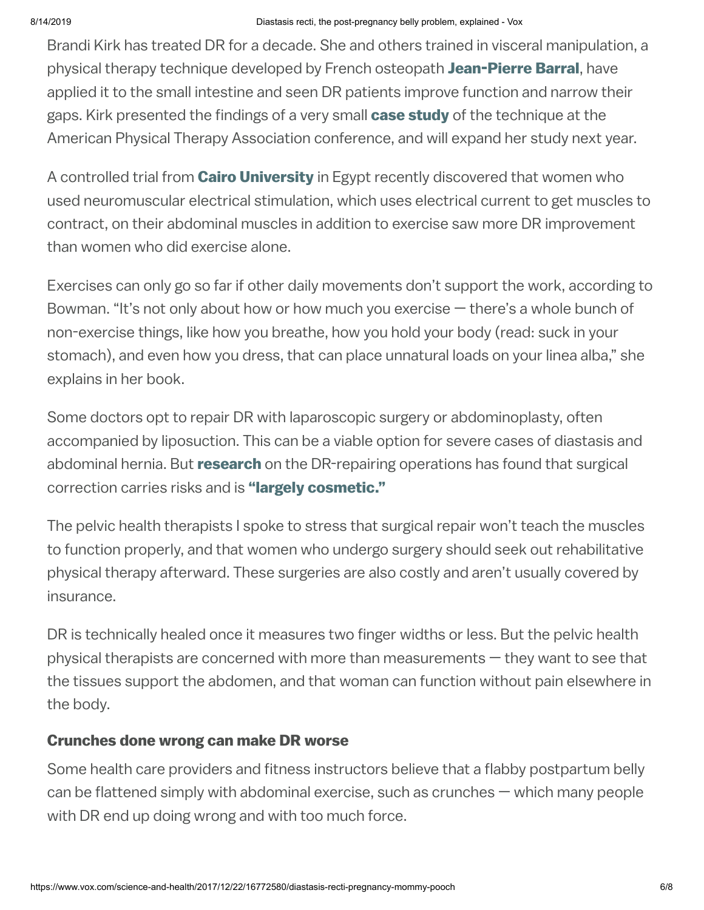Brandi Kirk has treated DR for a decade. She and others trained in visceral manipulation, a physical therapy technique developed by French osteopath **Jean-Pierre Barral**, have applied it to the small intestine and seen DR patients improve function and narrow their gaps. Kirk presented the findings of a very small **case study** of the technique at the American Physical Therapy Association conference, and will expand her study next year.

A controlled trial from **Cairo University** in Egypt recently discovered that women who used neuromuscular electrical stimulation, which uses electrical current to get muscles to contract, on their abdominal muscles in addition to exercise saw more DR improvement than women who did exercise alone.

Exercises can only go so far if other daily movements don't support the work, according to Bowman. "It's not only about how or how much you exercise — there's a whole bunch of non-exercise things, like how you breathe, how you hold your body (read: suck in your stomach), and even how you dress, that can place unnatural loads on your linea alba," she explains in her book.

Some doctors opt to repair DR with laparoscopic surgery or abdominoplasty, often accompanied by liposuction. This can be a viable option for severe cases of diastasis and abdominal hernia. But **research** on the DR-repairing operations has found that surgical correction carries risks and is **"largely cosmetic."**

The pelvic health therapists I spoke to stress that surgical repair won't teach the muscles to function properly, and that women who undergo surgery should seek out rehabilitative physical therapy afterward. These surgeries are also costly and aren't usually covered by insurance.

DR is technically healed once it measures two finger widths or less. But the pelvic health physical therapists are concerned with more than measurements — they want to see that the tissues support the abdomen, and that woman can function without pain elsewhere in the body.

### Crunches done wrong can make DR worse

Some health care providers and fitness instructors believe that a flabby postpartum belly can be flattened simply with abdominal exercise, such as crunches — which many people with DR end up doing wrong and with too much force.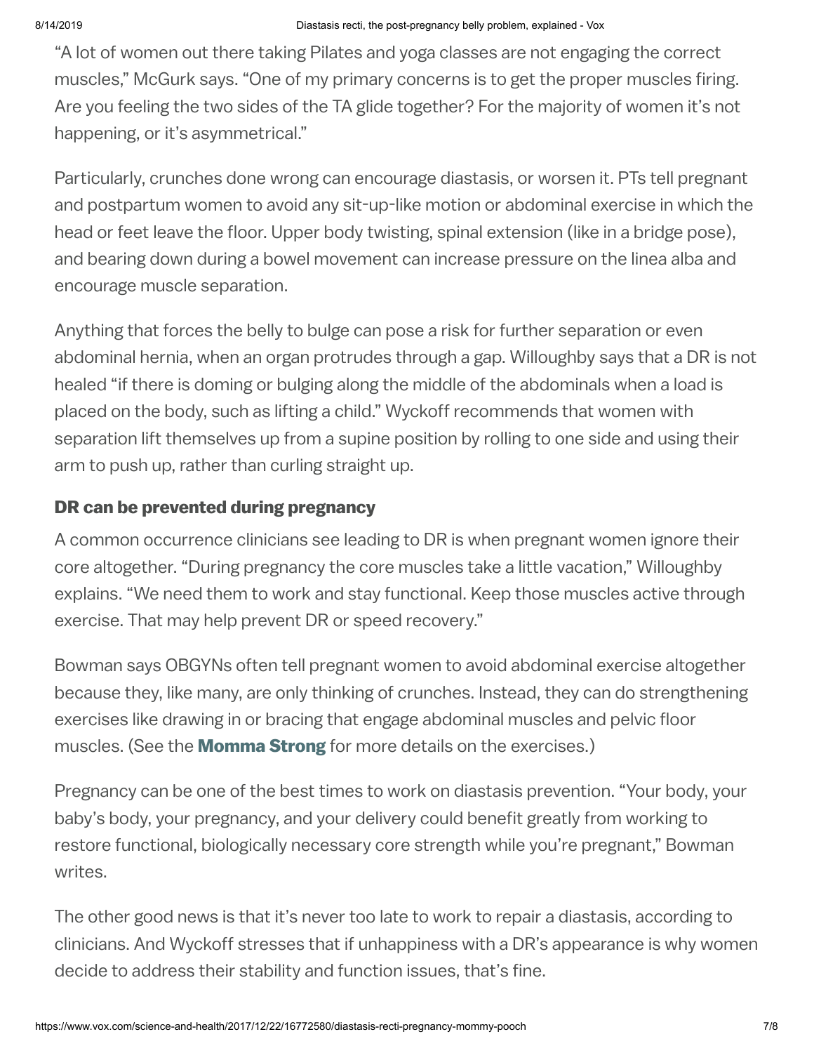"A lot of women out there taking Pilates and yoga classes are not engaging the correct muscles," McGurk says. "One of my primary concerns is to get the proper muscles firing. Are you feeling the two sides of the TA glide together? For the majority of women it's not happening, or it's asymmetrical."

Particularly, crunches done wrong can encourage diastasis, or worsen it. PTs tell pregnant and postpartum women to avoid any sit-up-like motion or abdominal exercise in which the head or feet leave the floor. Upper body twisting, spinal extension (like in a bridge pose), and bearing down during a bowel movement can increase pressure on the linea alba and encourage muscle separation.

Anything that forces the belly to bulge can pose a risk for further separation or even abdominal hernia, when an organ protrudes through a gap. Willoughby says that a DR is not healed "if there is doming or bulging along the middle of the abdominals when a load is placed on the body, such as lifting a child." Wyckoff recommends that women with separation lift themselves up from a supine position by rolling to one side and using their arm to push up, rather than curling straight up.

## DR can be prevented during pregnancy

A common occurrence clinicians see leading to DR is when pregnant women ignore their core altogether. "During pregnancy the core muscles take a little vacation," Willoughby explains. "We need them to work and stay functional. Keep those muscles active through exercise. That may help prevent DR or speed recovery."

Bowman says OBGYNs often tell pregnant women to avoid abdominal exercise altogether because they, like many, are only thinking of crunches. Instead, they can do strengthening exercises like drawing in or bracing that engage abdominal muscles and pelvic floor muscles. (See the **Momma Strong** for more details on the exercises.)

Pregnancy can be one of the best times to work on diastasis prevention. "Your body, your baby's body, your pregnancy, and your delivery could benefit greatly from working to restore functional, biologically necessary core strength while you're pregnant," Bowman writes.

The other good news is that it's never too late to work to repair a diastasis, according to clinicians. And Wyckoff stresses that if unhappiness with a DR's appearance is why women decide to address their stability and function issues, that's fine.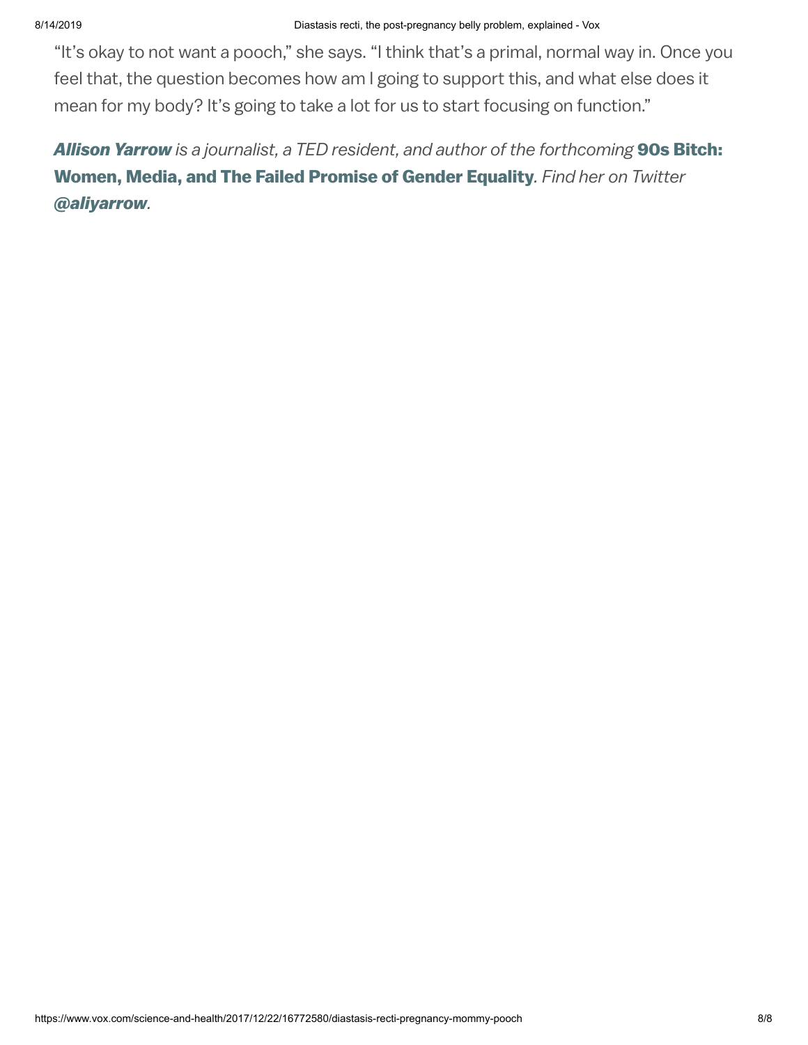"It's okay to not want a pooch," she says. "I think that's a primal, normal way in. Once you feel that, the question becomes how am I going to support this, and what else does it mean for my body? It's going to take a lot for us to start focusing on function."

***Allison Yarrow** is a journalist, a TED resident, and author of the forthcoming **90s Bitch: Women, Media, and The Failed Promise of Gender Equality**. Find her on Twitter **@aliyarrow**.*